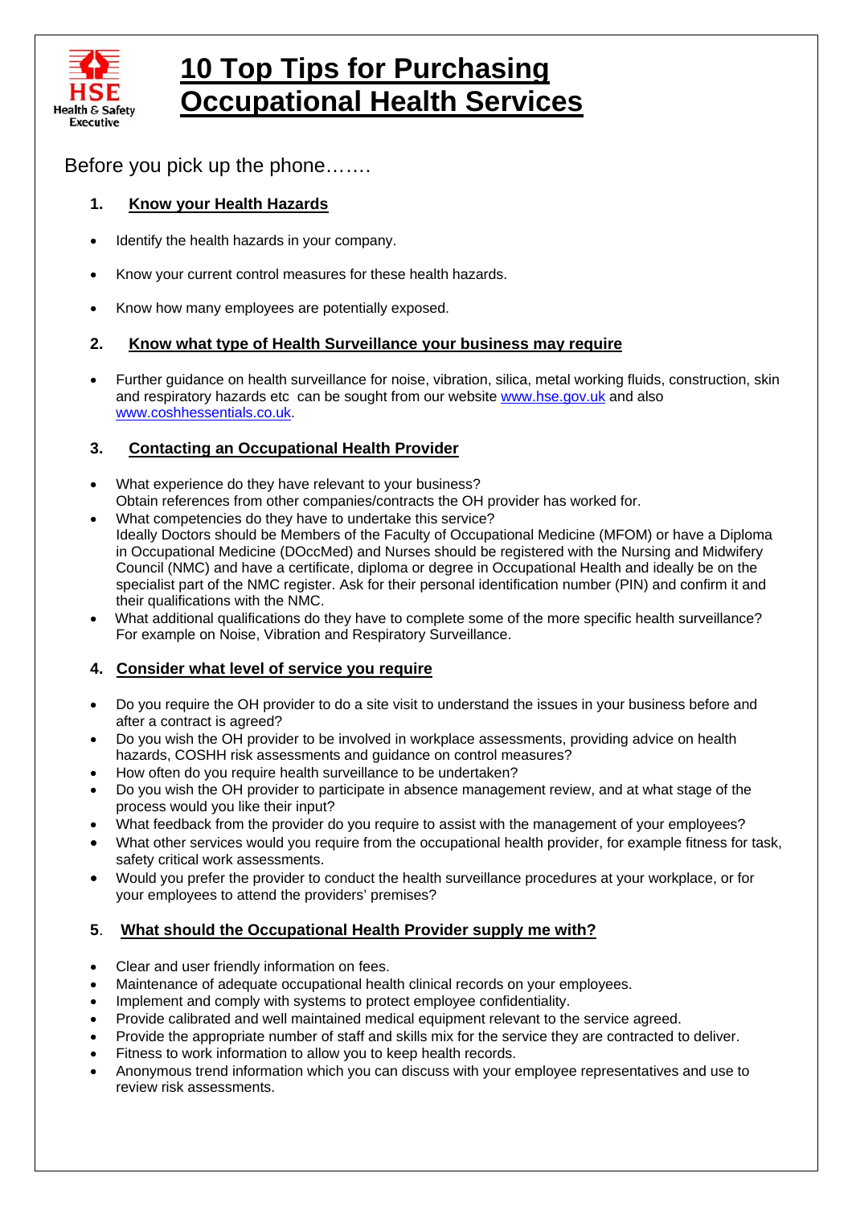# 10 Top Tips for Purchasing Occupational Health Services

Before you pick up the phone…….

## 1. Know your Health Hazards

- Identify the health hazards in your company.
- Know your current control measures for these health hazards.
- Know how many employees are potentially exposed.

## 2. Know what type of Health Surveillance your business may require

- Further guidance on health surveillance for noise, vibration, silica, metal working fluids, construction, skin and respiratory hazards etc can be sought from our website www.hse.gov.uk and also www.coshhessentials.co.uk.

## 3. Contacting an Occupational Health Provider

- What experience do they have relevant to your business? Obtain references from other companies/contracts the OH provider has worked for.
- What competencies do they have to undertake this service? Ideally Doctors should be Members of the Faculty of Occupational Medicine (MFOM) or have a Diploma in Occupational Medicine (DOccMed) and Nurses should be registered with the Nursing and Midwifery Council (NMC) and have a certificate, diploma or degree in Occupational Health and ideally be on the specialist part of the NMC register. Ask for their personal identification number (PIN) and confirm it and their qualifications with the NMC.
- What additional qualifications do they have to complete some of the more specific health surveillance? For example on Noise, Vibration and Respiratory Surveillance.

## 4. Consider what level of service you require

- Do you require the OH provider to do a site visit to understand the issues in your business before and after a contract is agreed?
- Do you wish the OH provider to be involved in workplace assessments, providing advice on health hazards, COSHH risk assessments and guidance on control measures?
- How often do you require health surveillance to be undertaken?
- Do you wish the OH provider to participate in absence management review, and at what stage of the process would you like their input?
- What feedback from the provider do you require to assist with the management of your employees?
- What other services would you require from the occupational health provider, for example fitness for task, safety critical work assessments.
- Would you prefer the provider to conduct the health surveillance procedures at your workplace, or for your employees to attend the providers' premises?

## 5. What should the Occupational Health Provider supply me with?

- Clear and user friendly information on fees.
- Maintenance of adequate occupational health clinical records on your employees.
- Implement and comply with systems to protect employee confidentiality.
- Provide calibrated and well maintained medical equipment relevant to the service agreed.
- Provide the appropriate number of staff and skills mix for the service they are contracted to deliver.
- Fitness to work information to allow you to keep health records.
- Anonymous trend information which you can discuss with your employee representatives and use to review risk assessments.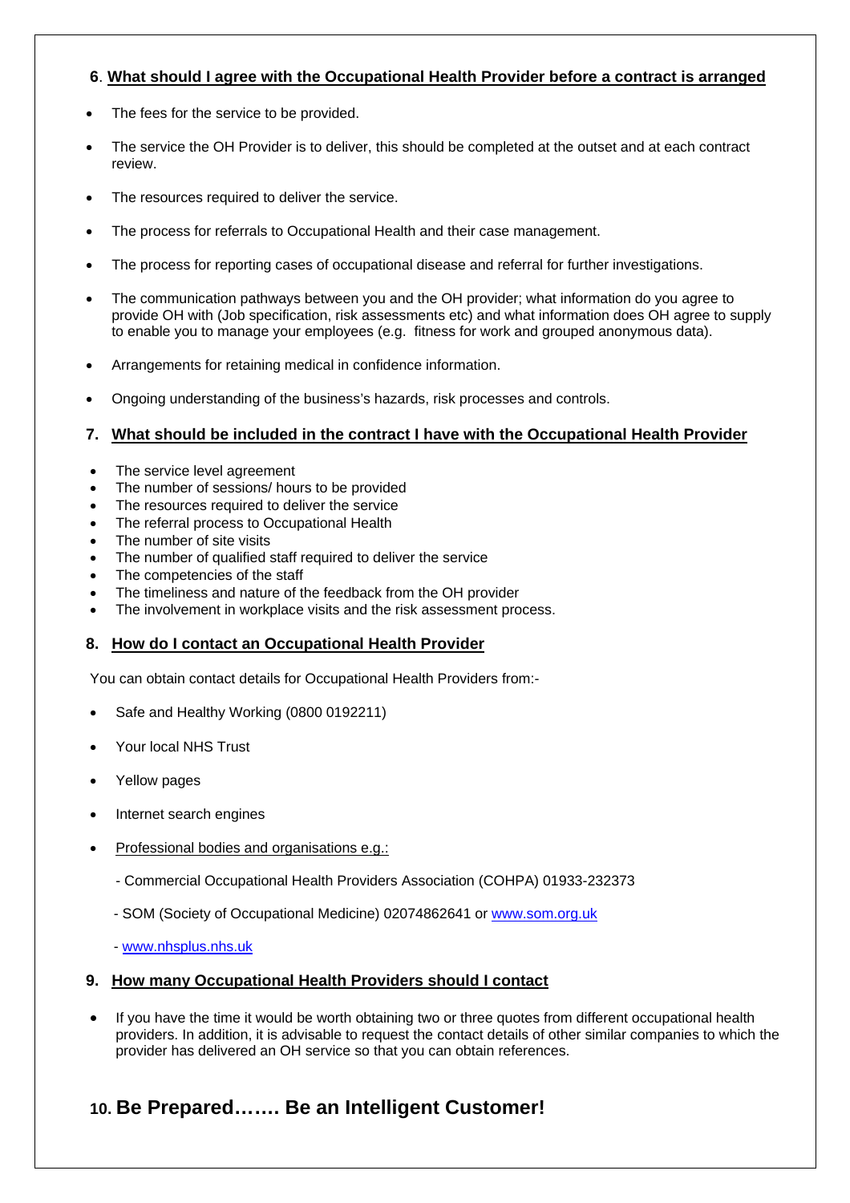## 6. What should I agree with the Occupational Health Provider before a contract is arranged

- The fees for the service to be provided.
- The service the OH Provider is to deliver, this should be completed at the outset and at each contract review.
- The resources required to deliver the service.
- The process for referrals to Occupational Health and their case management.
- The process for reporting cases of occupational disease and referral for further investigations.
- The communication pathways between you and the OH provider; what information do you agree to provide OH with (Job specification, risk assessments etc) and what information does OH agree to supply to enable you to manage your employees (e.g. fitness for work and grouped anonymous data).
- Arrangements for retaining medical in confidence information.
- Ongoing understanding of the business's hazards, risk processes and controls.

## 7. What should be included in the contract I have with the Occupational Health Provider

- The service level agreement
- The number of sessions/ hours to be provided
- The resources required to deliver the service
- The referral process to Occupational Health
- The number of site visits
- The number of qualified staff required to deliver the service
- The competencies of the staff
- The timeliness and nature of the feedback from the OH provider
- The involvement in workplace visits and the risk assessment process.

## 8. How do I contact an Occupational Health Provider

You can obtain contact details for Occupational Health Providers from:-

- Safe and Healthy Working (0800 0192211)
- Your local NHS Trust
- Yellow pages
- Internet search engines
- Professional bodies and organisations e.g.:
  - Commercial Occupational Health Providers Association (COHPA) 01933-232373
  - SOM (Society of Occupational Medicine) 02074862641 or www.som.org.uk
  - www.nhsplus.nhs.uk

## 9. How many Occupational Health Providers should I contact

- If you have the time it would be worth obtaining two or three quotes from different occupational health providers. In addition, it is advisable to request the contact details of other similar companies to which the provider has delivered an OH service so that you can obtain references.

## 10. Be Prepared……. Be an Intelligent Customer!